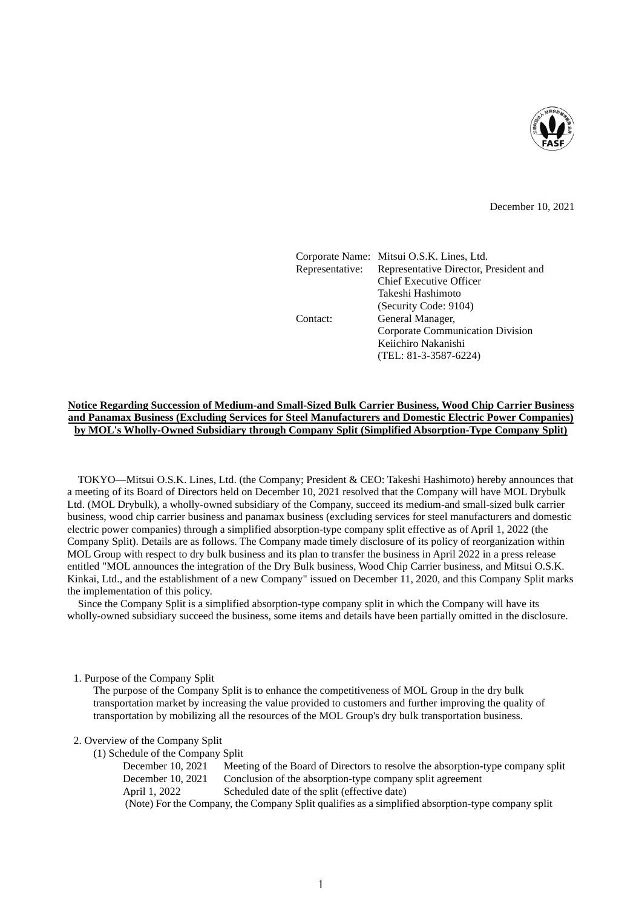December 10, 2021

Corporate Name: Mitsui O.S.K. Lines, Ltd.
Representative: Representative Director, President and Chief Executive Officer
Takeshi Hashimoto
(Security Code: 9104)
Contact: General Manager,
Corporate Communication Division
Keiichiro Nakanishi
(TEL: 81-3-3587-6224)

**Notice Regarding Succession of Medium-and Small-Sized Bulk Carrier Business, Wood Chip Carrier Business and Panamax Business (Excluding Services for Steel Manufacturers and Domestic Electric Power Companies) by MOL's Wholly-Owned Subsidiary through Company Split (Simplified Absorption-Type Company Split)**

TOKYO—Mitsui O.S.K. Lines, Ltd. (the Company; President & CEO: Takeshi Hashimoto) hereby announces that a meeting of its Board of Directors held on December 10, 2021 resolved that the Company will have MOL Drybulk Ltd. (MOL Drybulk), a wholly-owned subsidiary of the Company, succeed its medium-and small-sized bulk carrier business, wood chip carrier business and panamax business (excluding services for steel manufacturers and domestic electric power companies) through a simplified absorption-type company split effective as of April 1, 2022 (the Company Split). Details are as follows. The Company made timely disclosure of its policy of reorganization within MOL Group with respect to dry bulk business and its plan to transfer the business in April 2022 in a press release entitled "MOL announces the integration of the Dry Bulk business, Wood Chip Carrier business, and Mitsui O.S.K. Kinkai, Ltd., and the establishment of a new Company" issued on December 11, 2020, and this Company Split marks the implementation of this policy.

Since the Company Split is a simplified absorption-type company split in which the Company will have its wholly-owned subsidiary succeed the business, some items and details have been partially omitted in the disclosure.

1. Purpose of the Company Split

The purpose of the Company Split is to enhance the competitiveness of MOL Group in the dry bulk transportation market by increasing the value provided to customers and further improving the quality of transportation by mobilizing all the resources of the MOL Group's dry bulk transportation business.

2. Overview of the Company Split

(1) Schedule of the Company Split

| | |
|---|---|
| December 10, 2021 | Meeting of the Board of Directors to resolve the absorption-type company split |
| December 10, 2021 | Conclusion of the absorption-type company split agreement |
| April 1, 2022 | Scheduled date of the split (effective date) |

(Note) For the Company, the Company Split qualifies as a simplified absorption-type company split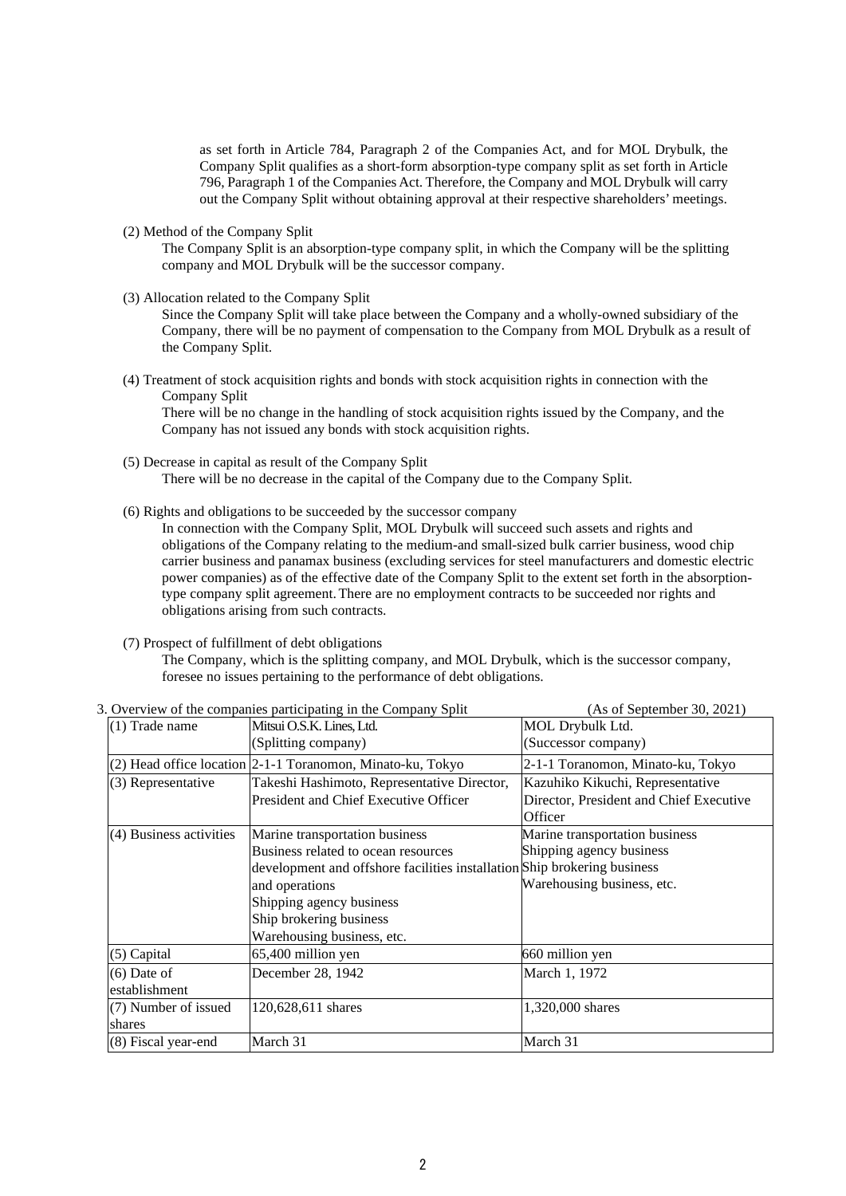as set forth in Article 784, Paragraph 2 of the Companies Act, and for MOL Drybulk, the Company Split qualifies as a short-form absorption-type company split as set forth in Article 796, Paragraph 1 of the Companies Act. Therefore, the Company and MOL Drybulk will carry out the Company Split without obtaining approval at their respective shareholders' meetings.

(2) Method of the Company Split

The Company Split is an absorption-type company split, in which the Company will be the splitting company and MOL Drybulk will be the successor company.

(3) Allocation related to the Company Split

Since the Company Split will take place between the Company and a wholly-owned subsidiary of the Company, there will be no payment of compensation to the Company from MOL Drybulk as a result of the Company Split.

(4) Treatment of stock acquisition rights and bonds with stock acquisition rights in connection with the Company Split

There will be no change in the handling of stock acquisition rights issued by the Company, and the Company has not issued any bonds with stock acquisition rights.

(5) Decrease in capital as result of the Company Split

There will be no decrease in the capital of the Company due to the Company Split.

(6) Rights and obligations to be succeeded by the successor company

In connection with the Company Split, MOL Drybulk will succeed such assets and rights and obligations of the Company relating to the medium-and small-sized bulk carrier business, wood chip carrier business and panamax business (excluding services for steel manufacturers and domestic electric power companies) as of the effective date of the Company Split to the extent set forth in the absorption-type company split agreement. There are no employment contracts to be succeeded nor rights and obligations arising from such contracts.

(7) Prospect of fulfillment of debt obligations

The Company, which is the splitting company, and MOL Drybulk, which is the successor company, foresee no issues pertaining to the performance of debt obligations.

3. Overview of the companies participating in the Company Split (As of September 30, 2021)

| | | |
|---|---|---|
| (1) Trade name | Mitsui O.S.K. Lines, Ltd.<br>(Splitting company) | MOL Drybulk Ltd.<br>(Successor company) |
| (2) Head office location | 2-1-1 Toranomon, Minato-ku, Tokyo | 2-1-1 Toranomon, Minato-ku, Tokyo |
| (3) Representative | Takeshi Hashimoto, Representative Director, President and Chief Executive Officer | Kazuhiko Kikuchi, Representative Director, President and Chief Executive Officer |
| (4) Business activities | Marine transportation business<br>Business related to ocean resources development and offshore facilities installation and operations<br>Shipping agency business<br>Ship brokering business<br>Warehousing business, etc. | Marine transportation business<br>Shipping agency business<br>Ship brokering business<br>Warehousing business, etc. |
| (5) Capital | 65,400 million yen | 660 million yen |
| (6) Date of establishment | December 28, 1942 | March 1, 1972 |
| (7) Number of issued shares | 120,628,611 shares | 1,320,000 shares |
| (8) Fiscal year-end | March 31 | March 31 |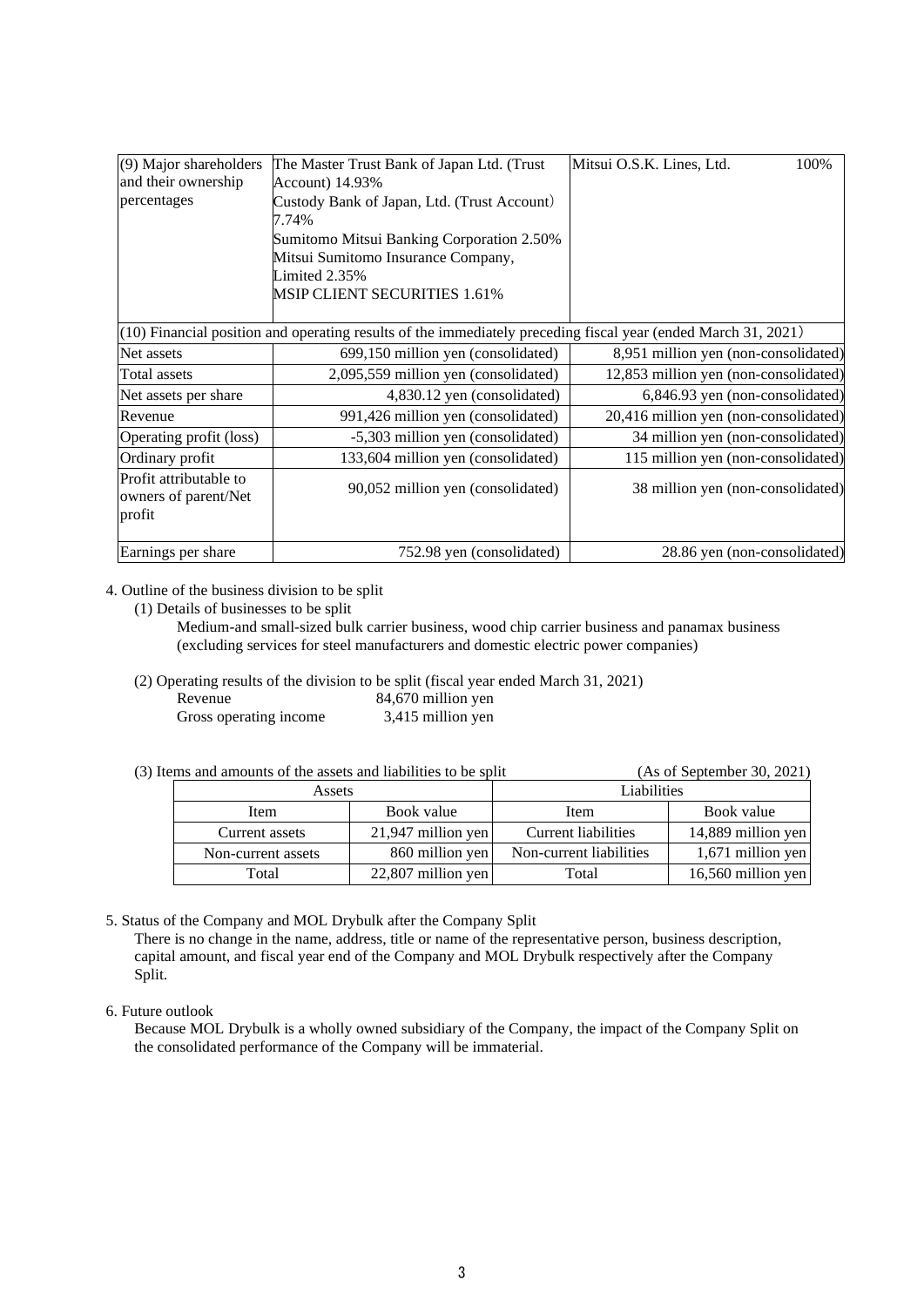| | | |
|---|---|---|
| (9) Major shareholders and their ownership percentages | The Master Trust Bank of Japan Ltd. (Trust Account) 14.93%<br>Custody Bank of Japan, Ltd. (Trust Account) 7.74%<br>Sumitomo Mitsui Banking Corporation 2.50%<br>Mitsui Sumitomo Insurance Company, Limited 2.35%<br>MSIP CLIENT SECURITIES 1.61% | Mitsui O.S.K. Lines, Ltd. 100% |
| (10) Financial position and operating results of the immediately preceding fiscal year (ended March 31, 2021) | | |
| Net assets | 699,150 million yen (consolidated) | 8,951 million yen (non-consolidated) |
| Total assets | 2,095,559 million yen (consolidated) | 12,853 million yen (non-consolidated) |
| Net assets per share | 4,830.12 yen (consolidated) | 6,846.93 yen (non-consolidated) |
| Revenue | 991,426 million yen (consolidated) | 20,416 million yen (non-consolidated) |
| Operating profit (loss) | -5,303 million yen (consolidated) | 34 million yen (non-consolidated) |
| Ordinary profit | 133,604 million yen (consolidated) | 115 million yen (non-consolidated) |
| Profit attributable to owners of parent/Net profit | 90,052 million yen (consolidated) | 38 million yen (non-consolidated) |
| Earnings per share | 752.98 yen (consolidated) | 28.86 yen (non-consolidated) |

4. Outline of the business division to be split

(1) Details of businesses to be split

Medium-and small-sized bulk carrier business, wood chip carrier business and panamax business (excluding services for steel manufacturers and domestic electric power companies)

(2) Operating results of the division to be split (fiscal year ended March 31, 2021)

Revenue 84,670 million yen
Gross operating income 3,415 million yen

(3) Items and amounts of the assets and liabilities to be split (As of September 30, 2021)

| Assets | | Liabilities | |
|---|---|---|---|
| Item | Book value | Item | Book value |
| Current assets | 21,947 million yen | Current liabilities | 14,889 million yen |
| Non-current assets | 860 million yen | Non-current liabilities | 1,671 million yen |
| Total | 22,807 million yen | Total | 16,560 million yen |

5. Status of the Company and MOL Drybulk after the Company Split

There is no change in the name, address, title or name of the representative person, business description, capital amount, and fiscal year end of the Company and MOL Drybulk respectively after the Company Split.

6. Future outlook

Because MOL Drybulk is a wholly owned subsidiary of the Company, the impact of the Company Split on the consolidated performance of the Company will be immaterial.